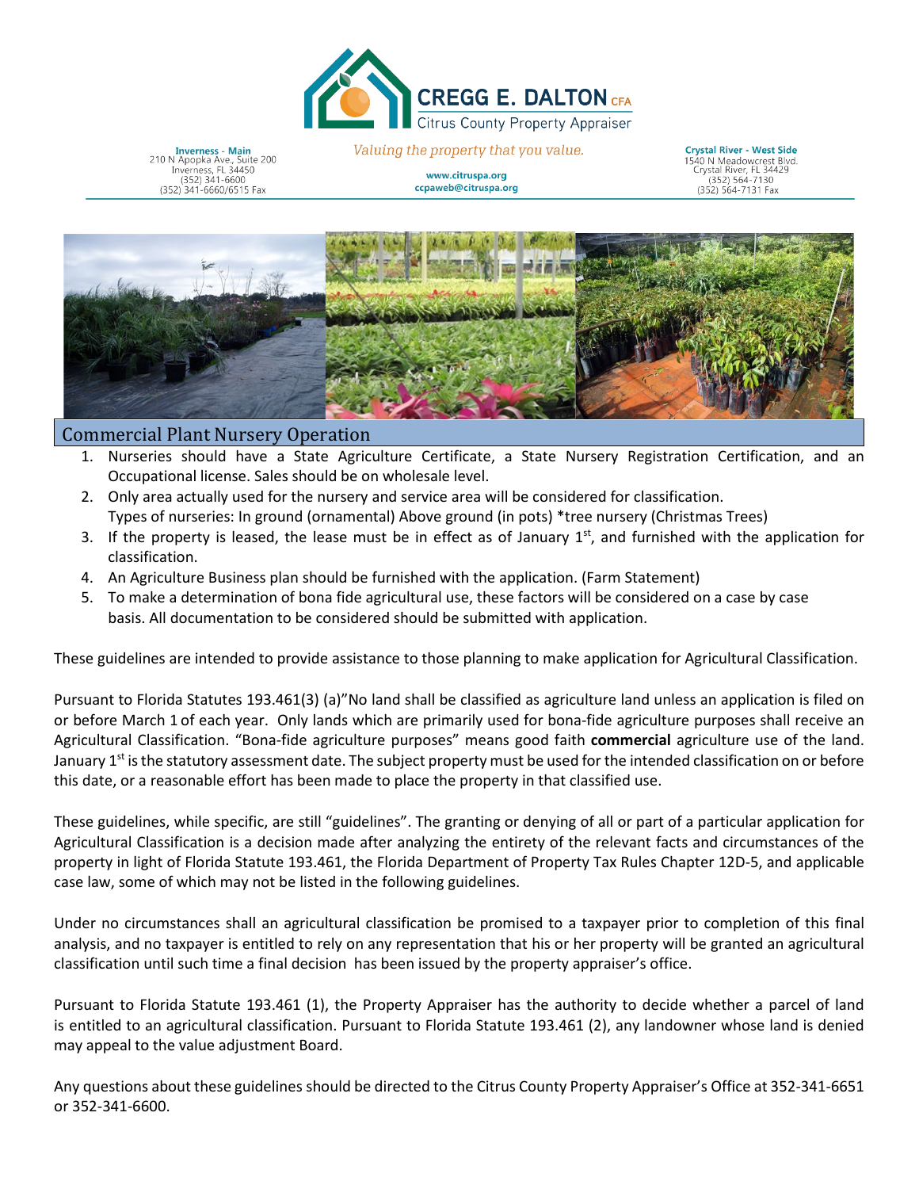CREGG E. DALTON CFA
Citrus County Property Appraiser

*Valuing the property that you value.*

**Inverness - Main**
210 N Apopka Ave., Suite 200
Inverness, FL 34450
(352) 341-6600
(352) 341-6660/6515 Fax

www.citruspa.org
ccpaweb@citruspa.org

**Crystal River - West Side**
1540 N Meadowcrest Blvd.
Crystal River, FL 34429
(352) 564-7130
(352) 564-7131 Fax

## Commercial Plant Nursery Operation

1. Nurseries should have a State Agriculture Certificate, a State Nursery Registration Certification, and an Occupational license. Sales should be on wholesale level.
2. Only area actually used for the nursery and service area will be considered for classification.
   Types of nurseries: In ground (ornamental) Above ground (in pots) *tree nursery (Christmas Trees)
3. If the property is leased, the lease must be in effect as of January 1st, and furnished with the application for classification.
4. An Agriculture Business plan should be furnished with the application. (Farm Statement)
5. To make a determination of bona fide agricultural use, these factors will be considered on a case by case basis. All documentation to be considered should be submitted with application.

These guidelines are intended to provide assistance to those planning to make application for Agricultural Classification.

Pursuant to Florida Statutes 193.461(3) (a)"No land shall be classified as agriculture land unless an application is filed on or before March 1 of each year. Only lands which are primarily used for bona-fide agriculture purposes shall receive an Agricultural Classification. "Bona-fide agriculture purposes" means good faith **commercial** agriculture use of the land. January 1st is the statutory assessment date. The subject property must be used for the intended classification on or before this date, or a reasonable effort has been made to place the property in that classified use.

These guidelines, while specific, are still "guidelines". The granting or denying of all or part of a particular application for Agricultural Classification is a decision made after analyzing the entirety of the relevant facts and circumstances of the property in light of Florida Statute 193.461, the Florida Department of Property Tax Rules Chapter 12D-5, and applicable case law, some of which may not be listed in the following guidelines.

Under no circumstances shall an agricultural classification be promised to a taxpayer prior to completion of this final analysis, and no taxpayer is entitled to rely on any representation that his or her property will be granted an agricultural classification until such time a final decision has been issued by the property appraiser's office.

Pursuant to Florida Statute 193.461 (1), the Property Appraiser has the authority to decide whether a parcel of land is entitled to an agricultural classification. Pursuant to Florida Statute 193.461 (2), any landowner whose land is denied may appeal to the value adjustment Board.

Any questions about these guidelines should be directed to the Citrus County Property Appraiser's Office at 352-341-6651 or 352-341-6600.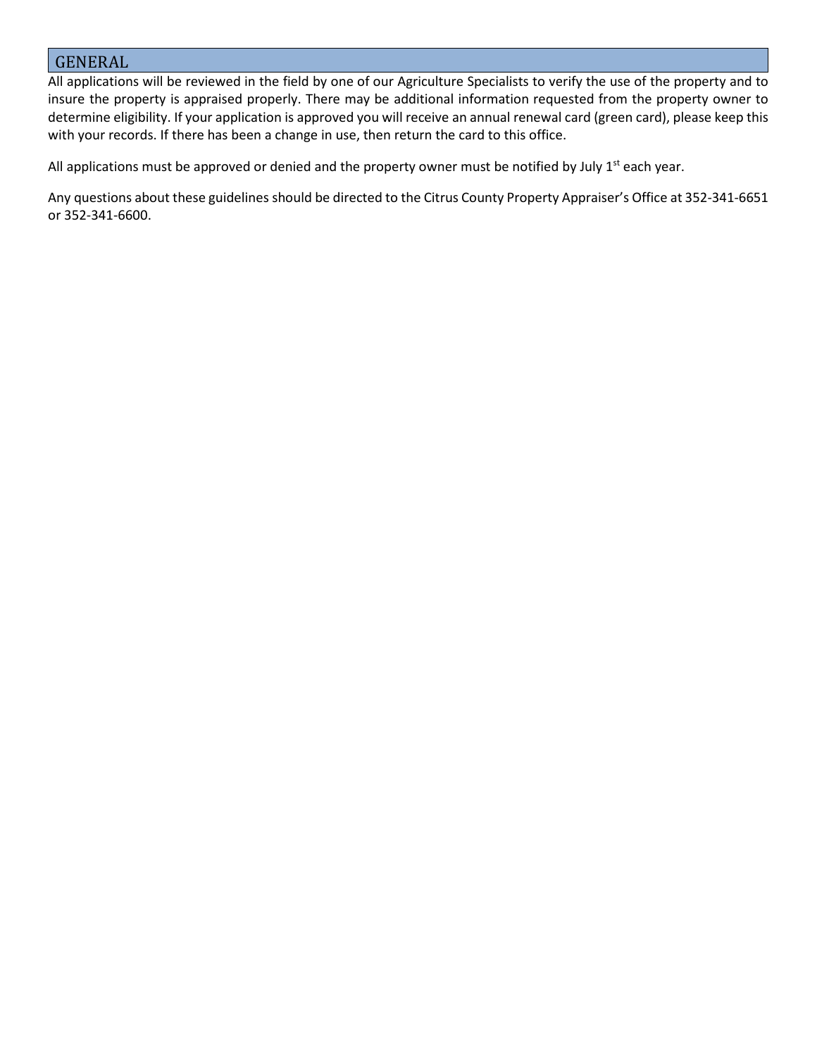## GENERAL

All applications will be reviewed in the field by one of our Agriculture Specialists to verify the use of the property and to insure the property is appraised properly. There may be additional information requested from the property owner to determine eligibility. If your application is approved you will receive an annual renewal card (green card), please keep this with your records. If there has been a change in use, then return the card to this office.

All applications must be approved or denied and the property owner must be notified by July 1st each year.

Any questions about these guidelines should be directed to the Citrus County Property Appraiser's Office at 352-341-6651 or 352-341-6600.